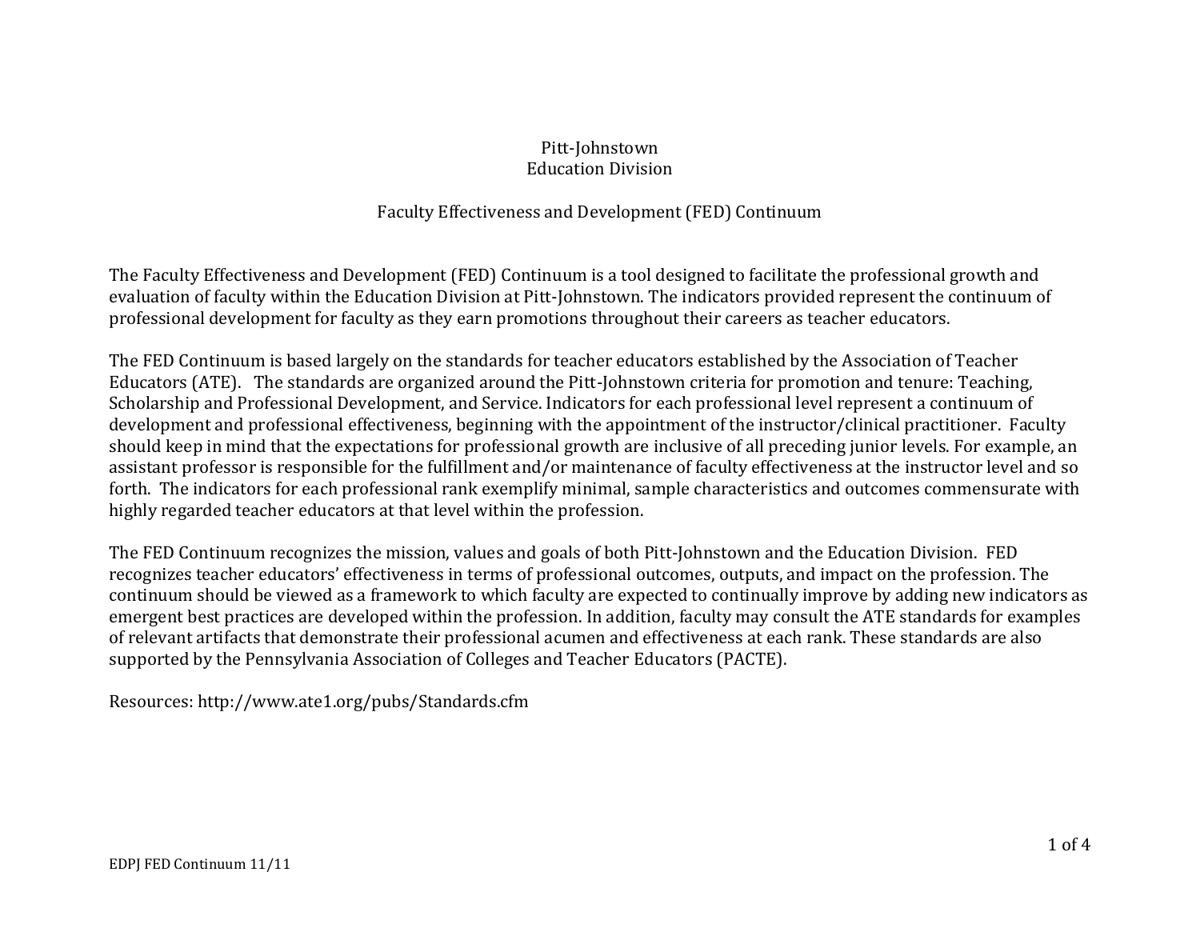# Pitt-Johnstown
## Education Division

## Faculty Effectiveness and Development (FED) Continuum

The Faculty Effectiveness and Development (FED) Continuum is a tool designed to facilitate the professional growth and evaluation of faculty within the Education Division at Pitt-Johnstown. The indicators provided represent the continuum of professional development for faculty as they earn promotions throughout their careers as teacher educators.

The FED Continuum is based largely on the standards for teacher educators established by the Association of Teacher Educators (ATE). The standards are organized around the Pitt-Johnstown criteria for promotion and tenure: Teaching, Scholarship and Professional Development, and Service. Indicators for each professional level represent a continuum of development and professional effectiveness, beginning with the appointment of the instructor/clinical practitioner. Faculty should keep in mind that the expectations for professional growth are inclusive of all preceding junior levels. For example, an assistant professor is responsible for the fulfillment and/or maintenance of faculty effectiveness at the instructor level and so forth. The indicators for each professional rank exemplify minimal, sample characteristics and outcomes commensurate with highly regarded teacher educators at that level within the profession.

The FED Continuum recognizes the mission, values and goals of both Pitt-Johnstown and the Education Division. FED recognizes teacher educators' effectiveness in terms of professional outcomes, outputs, and impact on the profession. The continuum should be viewed as a framework to which faculty are expected to continually improve by adding new indicators as emergent best practices are developed within the profession. In addition, faculty may consult the ATE standards for examples of relevant artifacts that demonstrate their professional acumen and effectiveness at each rank. These standards are also supported by the Pennsylvania Association of Colleges and Teacher Educators (PACTE).

Resources: http://www.ate1.org/pubs/Standards.cfm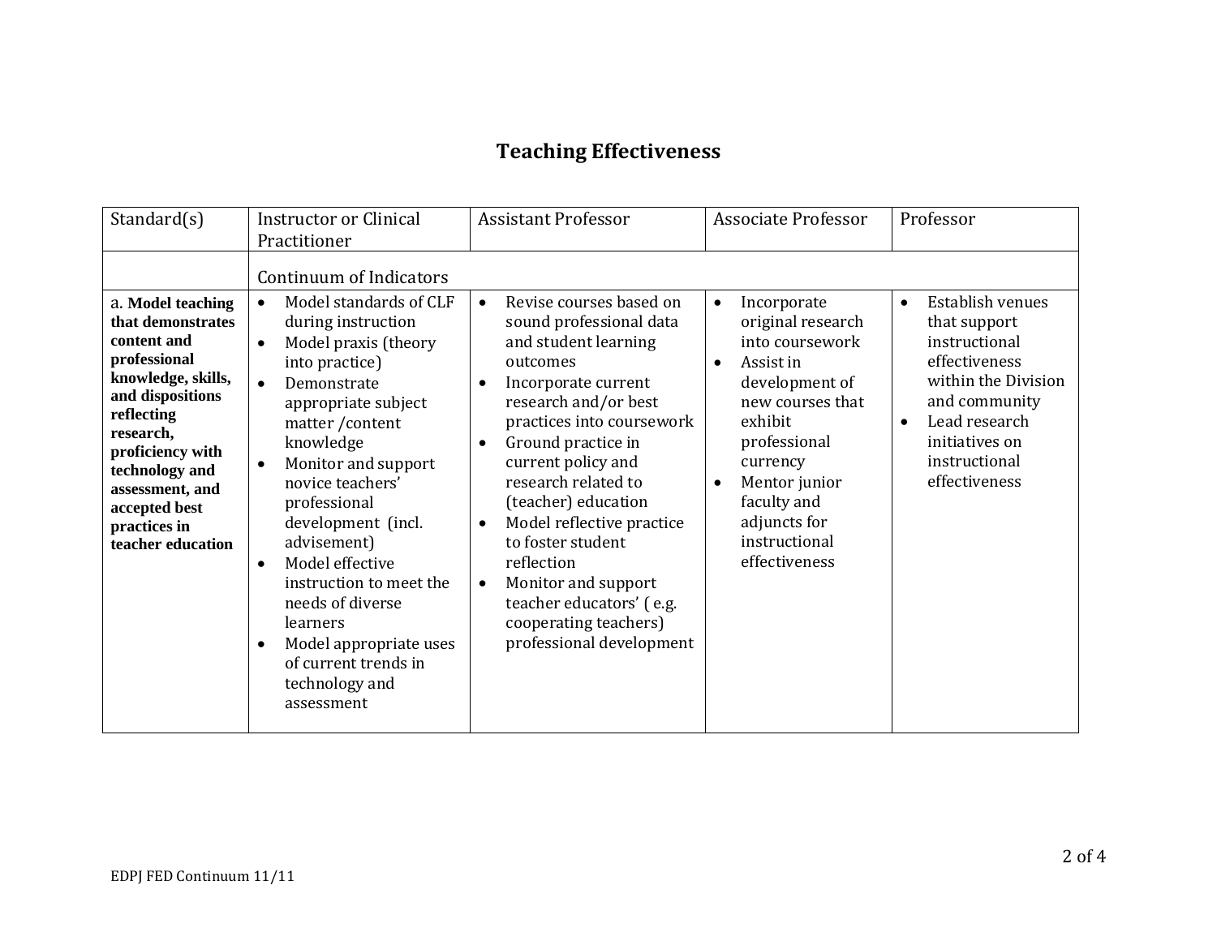# Teaching Effectiveness

| Standard(s) | Instructor or Clinical Practitioner | Assistant Professor | Associate Professor | Professor |
|---|---|---|---|---|
| | Continuum of Indicators | | | |
| a. **Model teaching that demonstrates content and professional knowledge, skills, and dispositions reflecting research, proficiency with technology and assessment, and accepted best practices in teacher education** | • Model standards of CLF during instruction<br>• Model praxis (theory into practice)<br>• Demonstrate appropriate subject matter /content knowledge<br>• Monitor and support novice teachers' professional development (incl. advisement)<br>• Model effective instruction to meet the needs of diverse learners<br>• Model appropriate uses of current trends in technology and assessment | • Revise courses based on sound professional data and student learning outcomes<br>• Incorporate current research and/or best practices into coursework<br>• Ground practice in current policy and research related to (teacher) education<br>• Model reflective practice to foster student reflection<br>• Monitor and support teacher educators' ( e.g. cooperating teachers) professional development | • Incorporate original research into coursework<br>• Assist in development of new courses that exhibit professional currency<br>• Mentor junior faculty and adjuncts for instructional effectiveness | • Establish venues that support instructional effectiveness within the Division and community<br>• Lead research initiatives on instructional effectiveness |

EDPJ FED Continuum 11/11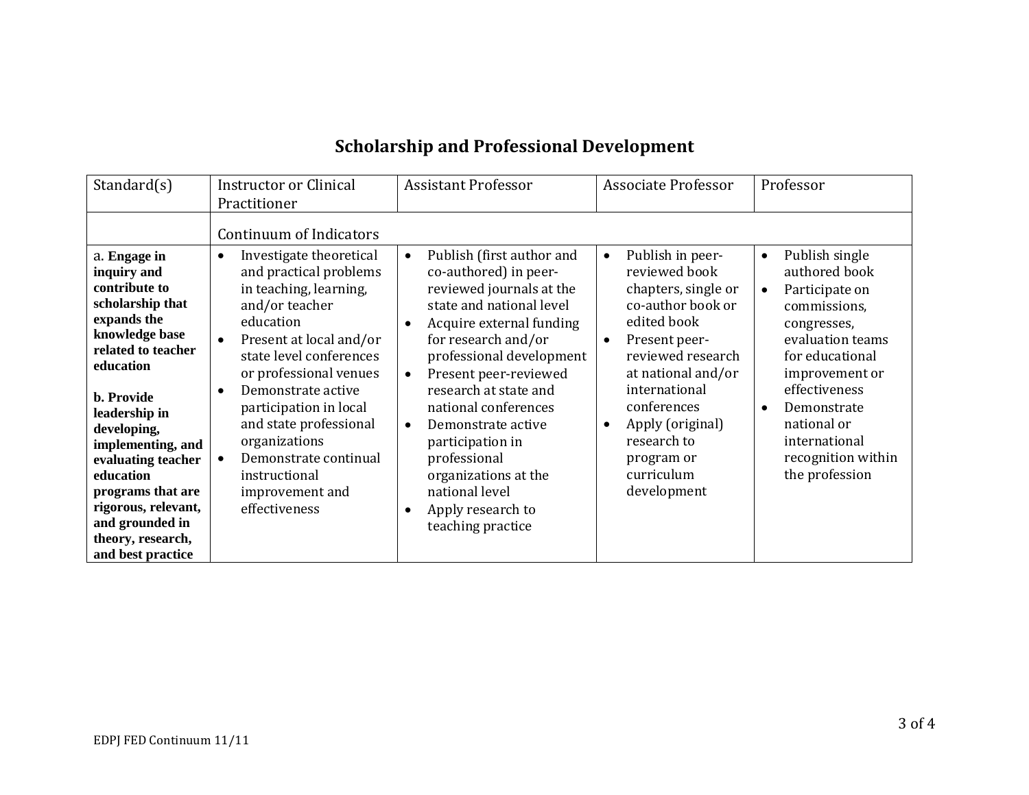## Scholarship and Professional Development

| Standard(s) | Instructor or Clinical Practitioner | Assistant Professor | Associate Professor | Professor |
|---|---|---|---|---|
| | Continuum of Indicators | | | |
| a. **Engage in inquiry and contribute to scholarship that expands the knowledge base related to teacher education**<br><br>**b. Provide leadership in developing, implementing, and evaluating teacher education programs that are rigorous, relevant, and grounded in theory, research, and best practice** | • Investigate theoretical and practical problems in teaching, learning, and/or teacher education<br>• Present at local and/or state level conferences or professional venues<br>• Demonstrate active participation in local and state professional organizations<br>• Demonstrate continual instructional improvement and effectiveness | • Publish (first author and co-authored) in peer-reviewed journals at the state and national level<br>• Acquire external funding for research and/or professional development<br>• Present peer-reviewed research at state and national conferences<br>• Demonstrate active participation in professional organizations at the national level<br>• Apply research to teaching practice | • Publish in peer-reviewed book chapters, single or co-author book or edited book<br>• Present peer-reviewed research at national and/or international conferences<br>• Apply (original) research to program or curriculum development | • Publish single authored book<br>• Participate on commissions, congresses, evaluation teams for educational improvement or effectiveness<br>• Demonstrate national or international recognition within the profession |

EDPJ FED Continuum 11/11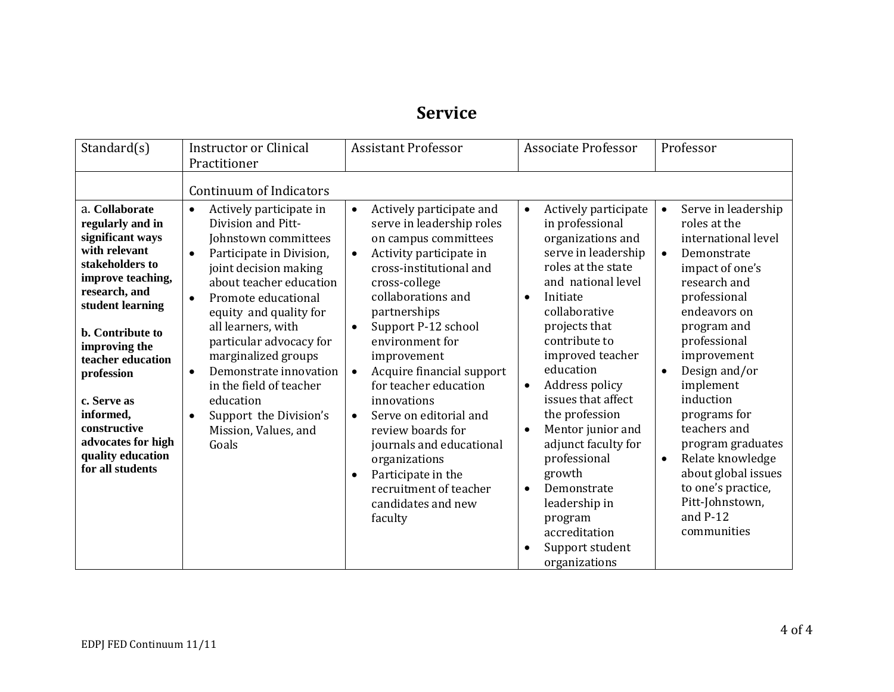# Service

| Standard(s) | Instructor or Clinical Practitioner | Assistant Professor | Associate Professor | Professor |
|---|---|---|---|---|
| | Continuum of Indicators | | | |
| a. **Collaborate regularly and in significant ways with relevant stakeholders to improve teaching, research, and student learning**<br><br>**b. Contribute to improving the teacher education profession**<br><br>**c. Serve as informed, constructive advocates for high quality education for all students** | • Actively participate in Division and Pitt-Johnstown committees<br>• Participate in Division, joint decision making about teacher education<br>• Promote educational equity and quality for all learners, with particular advocacy for marginalized groups<br>• Demonstrate innovation in the field of teacher education<br>• Support the Division's Mission, Values, and Goals | • Actively participate and serve in leadership roles on campus committees<br>• Activity participate in cross-institutional and cross-college collaborations and partnerships<br>• Support P-12 school environment for improvement<br>• Acquire financial support for teacher education innovations<br>• Serve on editorial and review boards for journals and educational organizations<br>• Participate in the recruitment of teacher candidates and new faculty | • Actively participate in professional organizations and serve in leadership roles at the state and national level<br>• Initiate collaborative projects that contribute to improved teacher education<br>• Address policy issues that affect the profession<br>• Mentor junior and adjunct faculty for professional growth<br>• Demonstrate leadership in program accreditation<br>• Support student organizations | • Serve in leadership roles at the international level<br>• Demonstrate impact of one's research and professional endeavors on program and professional improvement<br>• Design and/or implement induction programs for teachers and program graduates<br>• Relate knowledge about global issues to one's practice, Pitt-Johnstown, and P-12 communities |

EDPJ FED Continuum 11/11